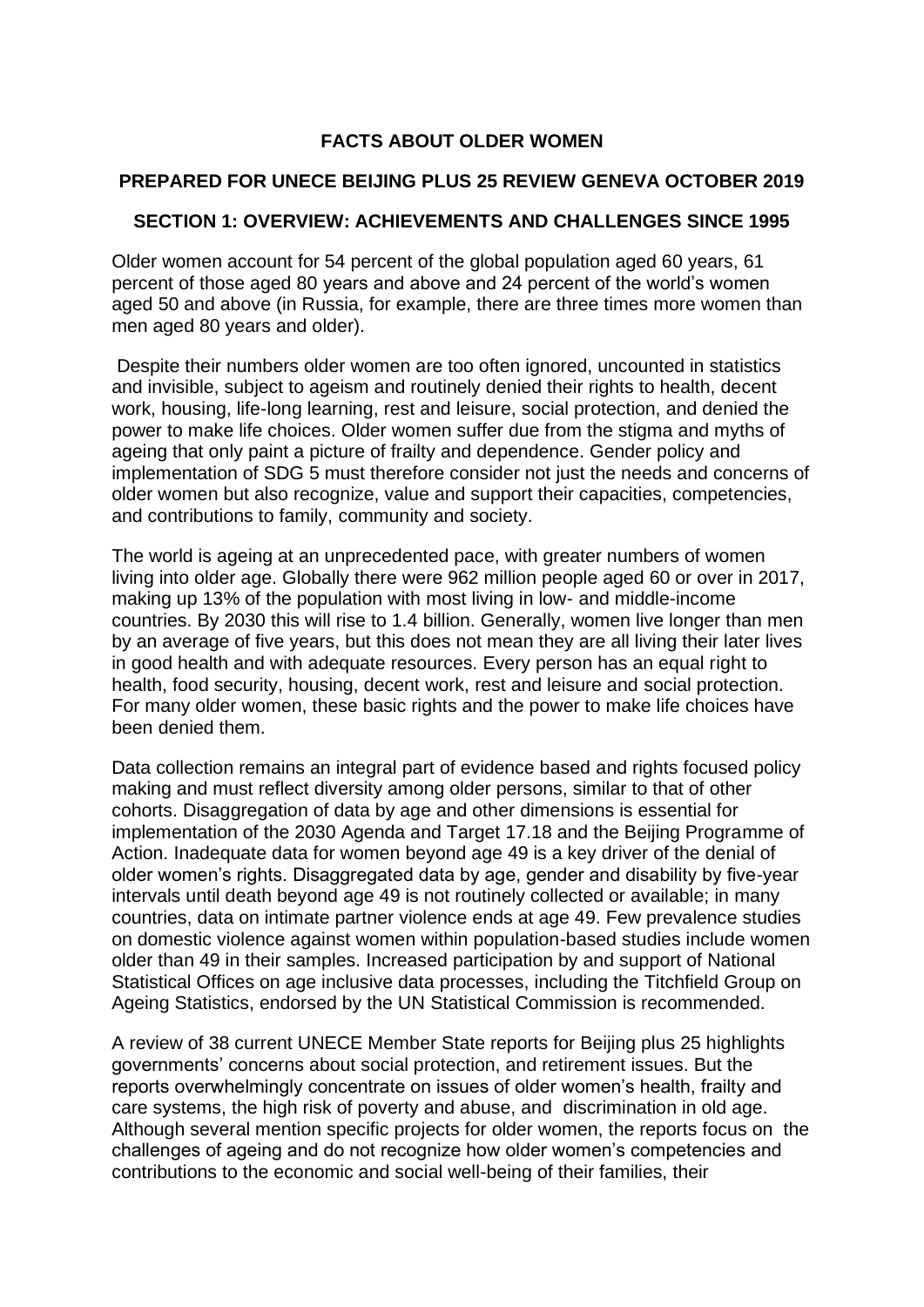# FACTS ABOUT OLDER WOMEN

## PREPARED FOR UNECE BEIJING PLUS 25 REVIEW GENEVA OCTOBER 2019

### SECTION 1: OVERVIEW: ACHIEVEMENTS AND CHALLENGES SINCE 1995

Older women account for 54 percent of the global population aged 60 years, 61 percent of those aged 80 years and above and 24 percent of the world's women aged 50 and above (in Russia, for example, there are three times more women than men aged 80 years and older).

Despite their numbers older women are too often ignored, uncounted in statistics and invisible, subject to ageism and routinely denied their rights to health, decent work, housing, life-long learning, rest and leisure, social protection, and denied the power to make life choices. Older women suffer due from the stigma and myths of ageing that only paint a picture of frailty and dependence. Gender policy and implementation of SDG 5 must therefore consider not just the needs and concerns of older women but also recognize, value and support their capacities, competencies, and contributions to family, community and society.

The world is ageing at an unprecedented pace, with greater numbers of women living into older age. Globally there were 962 million people aged 60 or over in 2017, making up 13% of the population with most living in low- and middle-income countries. By 2030 this will rise to 1.4 billion. Generally, women live longer than men by an average of five years, but this does not mean they are all living their later lives in good health and with adequate resources. Every person has an equal right to health, food security, housing, decent work, rest and leisure and social protection. For many older women, these basic rights and the power to make life choices have been denied them.

Data collection remains an integral part of evidence based and rights focused policy making and must reflect diversity among older persons, similar to that of other cohorts. Disaggregation of data by age and other dimensions is essential for implementation of the 2030 Agenda and Target 17.18 and the Beijing Programme of Action. Inadequate data for women beyond age 49 is a key driver of the denial of older women's rights. Disaggregated data by age, gender and disability by five-year intervals until death beyond age 49 is not routinely collected or available; in many countries, data on intimate partner violence ends at age 49. Few prevalence studies on domestic violence against women within population-based studies include women older than 49 in their samples. Increased participation by and support of National Statistical Offices on age inclusive data processes, including the Titchfield Group on Ageing Statistics, endorsed by the UN Statistical Commission is recommended.

A review of 38 current UNECE Member State reports for Beijing plus 25 highlights governments' concerns about social protection, and retirement issues. But the reports overwhelmingly concentrate on issues of older women's health, frailty and care systems, the high risk of poverty and abuse, and discrimination in old age. Although several mention specific projects for older women, the reports focus on the challenges of ageing and do not recognize how older women's competencies and contributions to the economic and social well-being of their families, their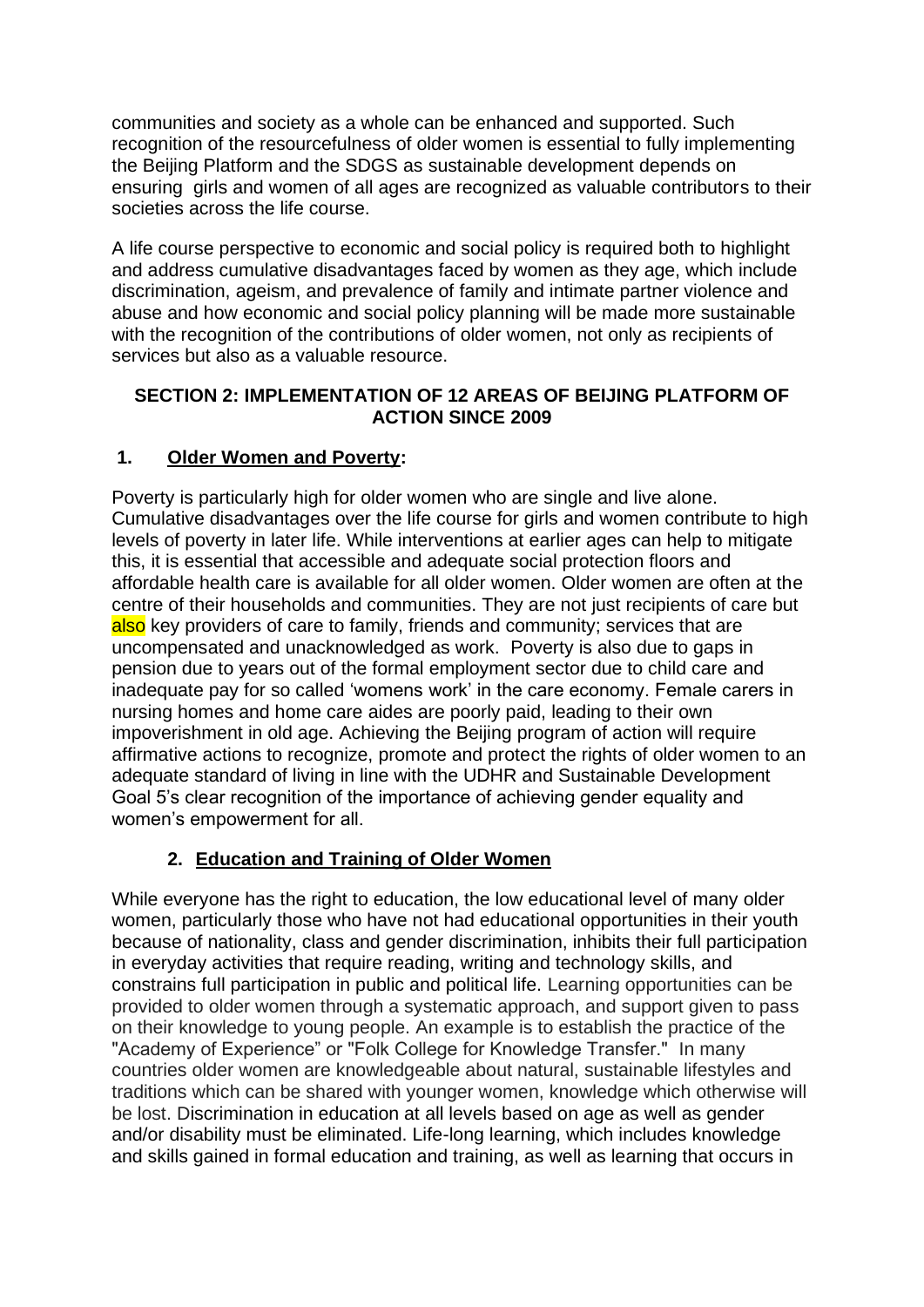communities and society as a whole can be enhanced and supported. Such recognition of the resourcefulness of older women is essential to fully implementing the Beijing Platform and the SDGS as sustainable development depends on ensuring girls and women of all ages are recognized as valuable contributors to their societies across the life course.

A life course perspective to economic and social policy is required both to highlight and address cumulative disadvantages faced by women as they age, which include discrimination, ageism, and prevalence of family and intimate partner violence and abuse and how economic and social policy planning will be made more sustainable with the recognition of the contributions of older women, not only as recipients of services but also as a valuable resource.

## SECTION 2: IMPLEMENTATION OF 12 AREAS OF BEIJING PLATFORM OF ACTION SINCE 2009

### 1. Older Women and Poverty:

Poverty is particularly high for older women who are single and live alone. Cumulative disadvantages over the life course for girls and women contribute to high levels of poverty in later life. While interventions at earlier ages can help to mitigate this, it is essential that accessible and adequate social protection floors and affordable health care is available for all older women. Older women are often at the centre of their households and communities. They are not just recipients of care but also key providers of care to family, friends and community; services that are uncompensated and unacknowledged as work. Poverty is also due to gaps in pension due to years out of the formal employment sector due to child care and inadequate pay for so called 'womens work' in the care economy. Female carers in nursing homes and home care aides are poorly paid, leading to their own impoverishment in old age. Achieving the Beijing program of action will require affirmative actions to recognize, promote and protect the rights of older women to an adequate standard of living in line with the UDHR and Sustainable Development Goal 5's clear recognition of the importance of achieving gender equality and women's empowerment for all.

### 2. Education and Training of Older Women

While everyone has the right to education, the low educational level of many older women, particularly those who have not had educational opportunities in their youth because of nationality, class and gender discrimination, inhibits their full participation in everyday activities that require reading, writing and technology skills, and constrains full participation in public and political life. Learning opportunities can be provided to older women through a systematic approach, and support given to pass on their knowledge to young people. An example is to establish the practice of the "Academy of Experience" or "Folk College for Knowledge Transfer." In many countries older women are knowledgeable about natural, sustainable lifestyles and traditions which can be shared with younger women, knowledge which otherwise will be lost. Discrimination in education at all levels based on age as well as gender and/or disability must be eliminated. Life-long learning, which includes knowledge and skills gained in formal education and training, as well as learning that occurs in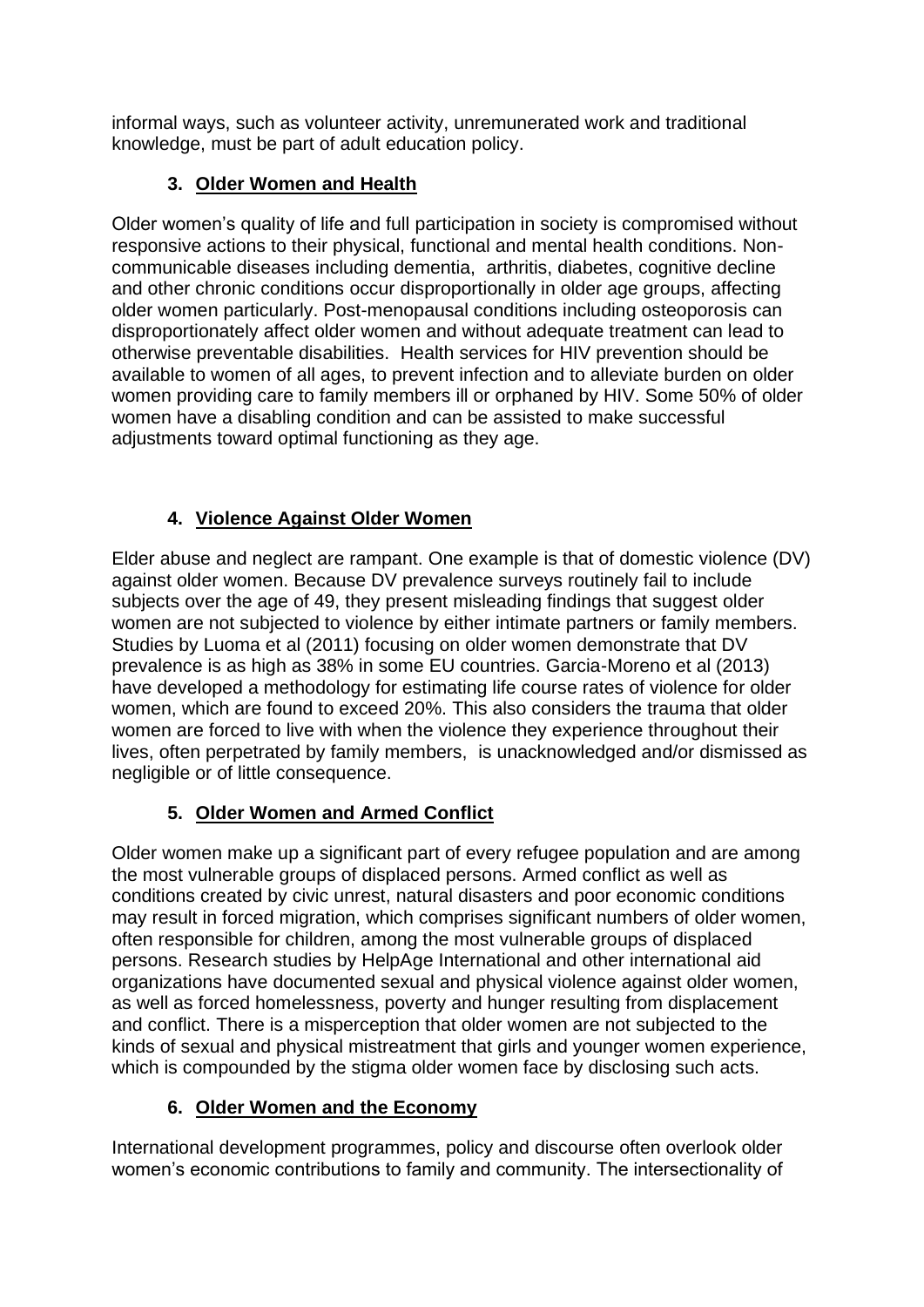informal ways, such as volunteer activity, unremunerated work and traditional knowledge, must be part of adult education policy.

### 3. Older Women and Health

Older women's quality of life and full participation in society is compromised without responsive actions to their physical, functional and mental health conditions. Non-communicable diseases including dementia, arthritis, diabetes, cognitive decline and other chronic conditions occur disproportionally in older age groups, affecting older women particularly. Post-menopausal conditions including osteoporosis can disproportionately affect older women and without adequate treatment can lead to otherwise preventable disabilities. Health services for HIV prevention should be available to women of all ages, to prevent infection and to alleviate burden on older women providing care to family members ill or orphaned by HIV. Some 50% of older women have a disabling condition and can be assisted to make successful adjustments toward optimal functioning as they age.

### 4. Violence Against Older Women

Elder abuse and neglect are rampant. One example is that of domestic violence (DV) against older women. Because DV prevalence surveys routinely fail to include subjects over the age of 49, they present misleading findings that suggest older women are not subjected to violence by either intimate partners or family members. Studies by Luoma et al (2011) focusing on older women demonstrate that DV prevalence is as high as 38% in some EU countries. Garcia-Moreno et al (2013) have developed a methodology for estimating life course rates of violence for older women, which are found to exceed 20%. This also considers the trauma that older women are forced to live with when the violence they experience throughout their lives, often perpetrated by family members, is unacknowledged and/or dismissed as negligible or of little consequence.

### 5. Older Women and Armed Conflict

Older women make up a significant part of every refugee population and are among the most vulnerable groups of displaced persons. Armed conflict as well as conditions created by civic unrest, natural disasters and poor economic conditions may result in forced migration, which comprises significant numbers of older women, often responsible for children, among the most vulnerable groups of displaced persons. Research studies by HelpAge International and other international aid organizations have documented sexual and physical violence against older women, as well as forced homelessness, poverty and hunger resulting from displacement and conflict. There is a misperception that older women are not subjected to the kinds of sexual and physical mistreatment that girls and younger women experience, which is compounded by the stigma older women face by disclosing such acts.

### 6. Older Women and the Economy

International development programmes, policy and discourse often overlook older women's economic contributions to family and community. The intersectionality of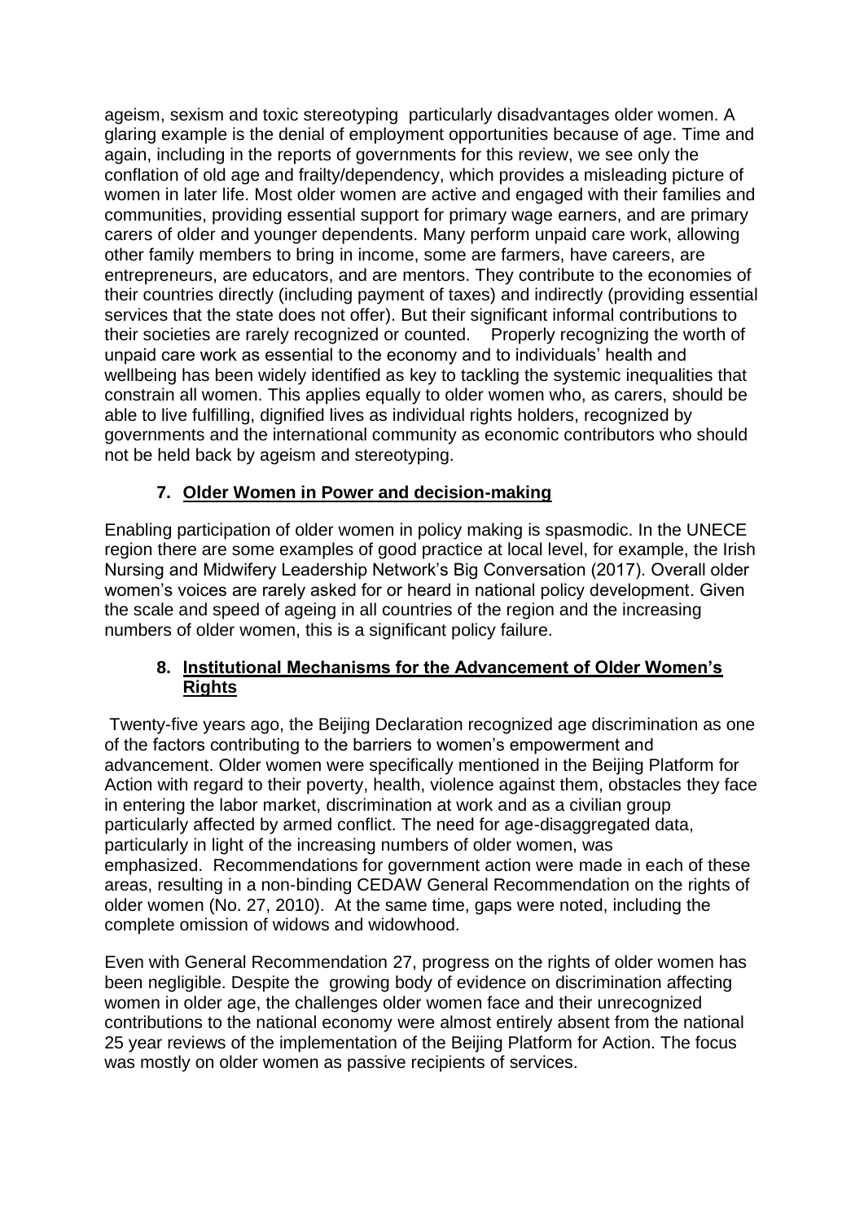ageism, sexism and toxic stereotyping particularly disadvantages older women. A glaring example is the denial of employment opportunities because of age. Time and again, including in the reports of governments for this review, we see only the conflation of old age and frailty/dependency, which provides a misleading picture of women in later life. Most older women are active and engaged with their families and communities, providing essential support for primary wage earners, and are primary carers of older and younger dependents. Many perform unpaid care work, allowing other family members to bring in income, some are farmers, have careers, are entrepreneurs, are educators, and are mentors. They contribute to the economies of their countries directly (including payment of taxes) and indirectly (providing essential services that the state does not offer). But their significant informal contributions to their societies are rarely recognized or counted. Properly recognizing the worth of unpaid care work as essential to the economy and to individuals' health and wellbeing has been widely identified as key to tackling the systemic inequalities that constrain all women. This applies equally to older women who, as carers, should be able to live fulfilling, dignified lives as individual rights holders, recognized by governments and the international community as economic contributors who should not be held back by ageism and stereotyping.

## 7. Older Women in Power and decision-making

Enabling participation of older women in policy making is spasmodic. In the UNECE region there are some examples of good practice at local level, for example, the Irish Nursing and Midwifery Leadership Network's Big Conversation (2017). Overall older women's voices are rarely asked for or heard in national policy development. Given the scale and speed of ageing in all countries of the region and the increasing numbers of older women, this is a significant policy failure.

## 8. Institutional Mechanisms for the Advancement of Older Women's Rights

Twenty-five years ago, the Beijing Declaration recognized age discrimination as one of the factors contributing to the barriers to women's empowerment and advancement. Older women were specifically mentioned in the Beijing Platform for Action with regard to their poverty, health, violence against them, obstacles they face in entering the labor market, discrimination at work and as a civilian group particularly affected by armed conflict. The need for age-disaggregated data, particularly in light of the increasing numbers of older women, was emphasized. Recommendations for government action were made in each of these areas, resulting in a non-binding CEDAW General Recommendation on the rights of older women (No. 27, 2010). At the same time, gaps were noted, including the complete omission of widows and widowhood.

Even with General Recommendation 27, progress on the rights of older women has been negligible. Despite the growing body of evidence on discrimination affecting women in older age, the challenges older women face and their unrecognized contributions to the national economy were almost entirely absent from the national 25 year reviews of the implementation of the Beijing Platform for Action. The focus was mostly on older women as passive recipients of services.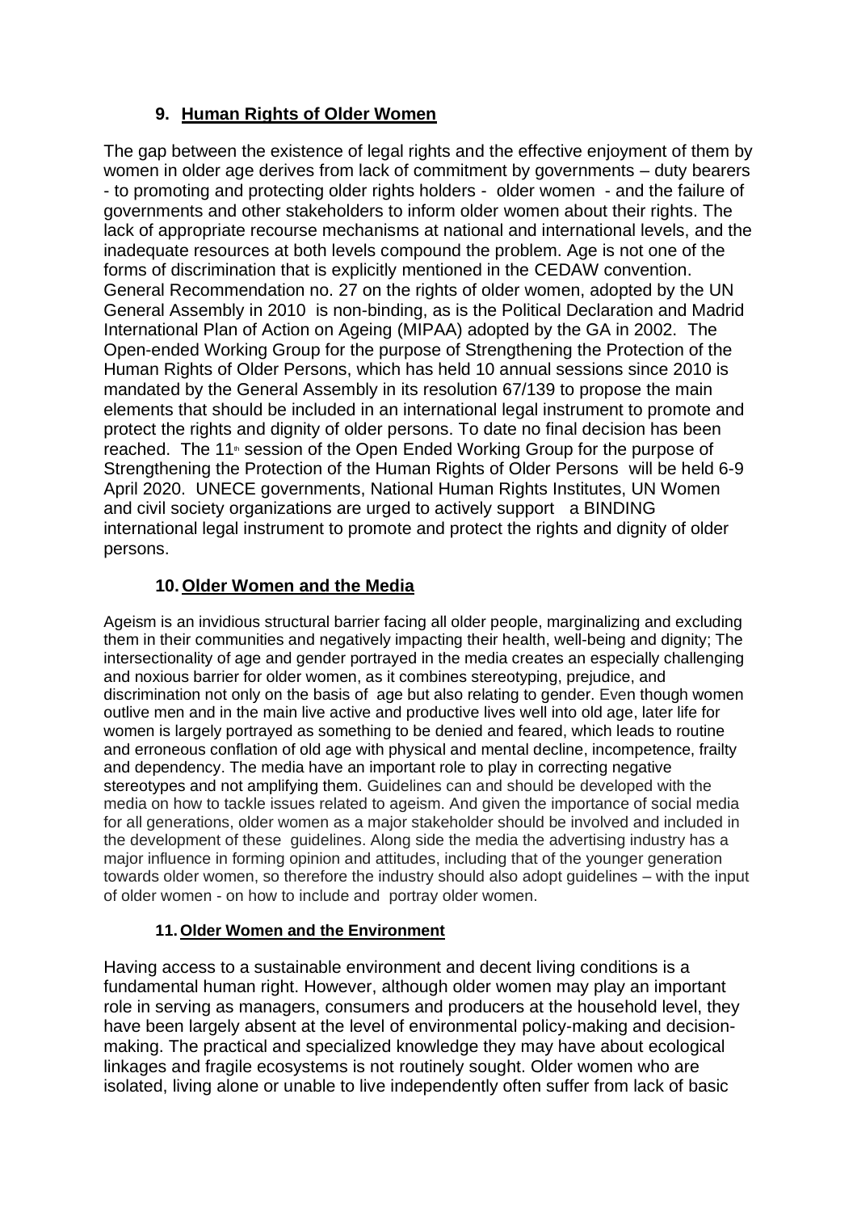## 9. Human Rights of Older Women

The gap between the existence of legal rights and the effective enjoyment of them by women in older age derives from lack of commitment by governments – duty bearers - to promoting and protecting older rights holders - older women - and the failure of governments and other stakeholders to inform older women about their rights. The lack of appropriate recourse mechanisms at national and international levels, and the inadequate resources at both levels compound the problem. Age is not one of the forms of discrimination that is explicitly mentioned in the CEDAW convention. General Recommendation no. 27 on the rights of older women, adopted by the UN General Assembly in 2010 is non-binding, as is the Political Declaration and Madrid International Plan of Action on Ageing (MIPAA) adopted by the GA in 2002. The Open-ended Working Group for the purpose of Strengthening the Protection of the Human Rights of Older Persons, which has held 10 annual sessions since 2010 is mandated by the General Assembly in its resolution 67/139 to propose the main elements that should be included in an international legal instrument to promote and protect the rights and dignity of older persons. To date no final decision has been reached. The 11th session of the Open Ended Working Group for the purpose of Strengthening the Protection of the Human Rights of Older Persons will be held 6-9 April 2020. UNECE governments, National Human Rights Institutes, UN Women and civil society organizations are urged to actively support a BINDING international legal instrument to promote and protect the rights and dignity of older persons.

## 10. Older Women and the Media

Ageism is an invidious structural barrier facing all older people, marginalizing and excluding them in their communities and negatively impacting their health, well-being and dignity; The intersectionality of age and gender portrayed in the media creates an especially challenging and noxious barrier for older women, as it combines stereotyping, prejudice, and discrimination not only on the basis of age but also relating to gender. Even though women outlive men and in the main live active and productive lives well into old age, later life for women is largely portrayed as something to be denied and feared, which leads to routine and erroneous conflation of old age with physical and mental decline, incompetence, frailty and dependency. The media have an important role to play in correcting negative stereotypes and not amplifying them. Guidelines can and should be developed with the media on how to tackle issues related to ageism. And given the importance of social media for all generations, older women as a major stakeholder should be involved and included in the development of these guidelines. Along side the media the advertising industry has a major influence in forming opinion and attitudes, including that of the younger generation towards older women, so therefore the industry should also adopt guidelines – with the input of older women - on how to include and portray older women.

## 11. Older Women and the Environment

Having access to a sustainable environment and decent living conditions is a fundamental human right. However, although older women may play an important role in serving as managers, consumers and producers at the household level, they have been largely absent at the level of environmental policy-making and decision-making. The practical and specialized knowledge they may have about ecological linkages and fragile ecosystems is not routinely sought. Older women who are isolated, living alone or unable to live independently often suffer from lack of basic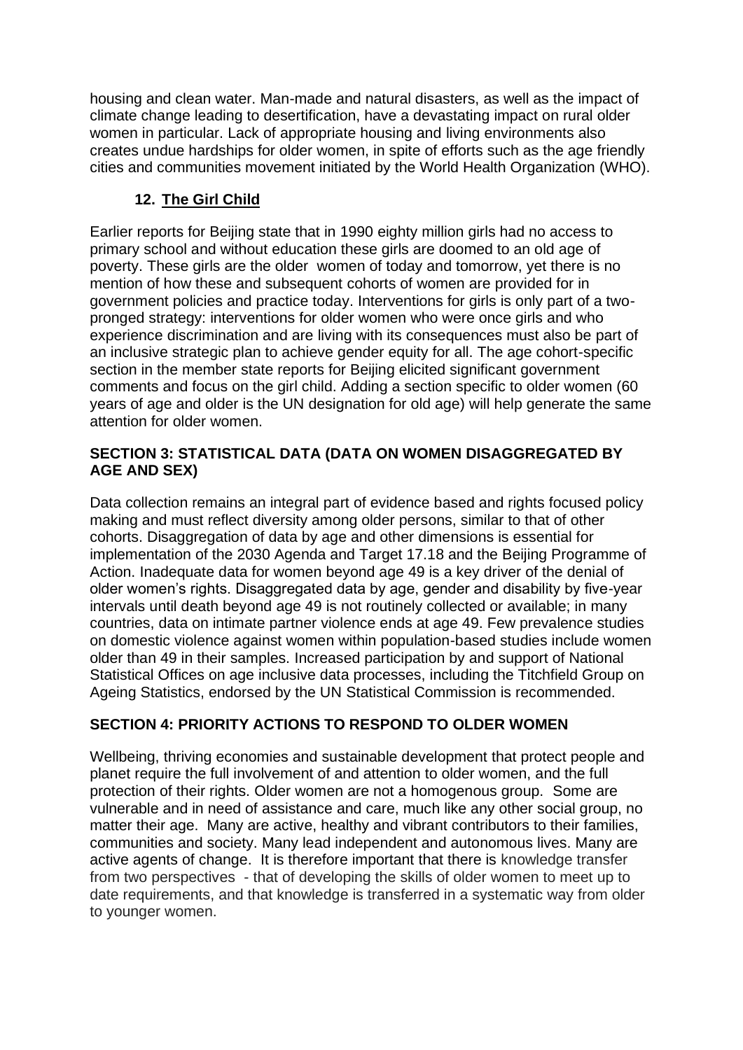housing and clean water. Man-made and natural disasters, as well as the impact of climate change leading to desertification, have a devastating impact on rural older women in particular. Lack of appropriate housing and living environments also creates undue hardships for older women, in spite of efforts such as the age friendly cities and communities movement initiated by the World Health Organization (WHO).

### 12. <u>The Girl Child</u>

Earlier reports for Beijing state that in 1990 eighty million girls had no access to primary school and without education these girls are doomed to an old age of poverty. These girls are the older women of today and tomorrow, yet there is no mention of how these and subsequent cohorts of women are provided for in government policies and practice today. Interventions for girls is only part of a two-pronged strategy: interventions for older women who were once girls and who experience discrimination and are living with its consequences must also be part of an inclusive strategic plan to achieve gender equity for all. The age cohort-specific section in the member state reports for Beijing elicited significant government comments and focus on the girl child. Adding a section specific to older women (60 years of age and older is the UN designation for old age) will help generate the same attention for older women.

## SECTION 3: STATISTICAL DATA (DATA ON WOMEN DISAGGREGATED BY AGE AND SEX)

Data collection remains an integral part of evidence based and rights focused policy making and must reflect diversity among older persons, similar to that of other cohorts. Disaggregation of data by age and other dimensions is essential for implementation of the 2030 Agenda and Target 17.18 and the Beijing Programme of Action. Inadequate data for women beyond age 49 is a key driver of the denial of older women's rights. Disaggregated data by age, gender and disability by five-year intervals until death beyond age 49 is not routinely collected or available; in many countries, data on intimate partner violence ends at age 49. Few prevalence studies on domestic violence against women within population-based studies include women older than 49 in their samples. Increased participation by and support of National Statistical Offices on age inclusive data processes, including the Titchfield Group on Ageing Statistics, endorsed by the UN Statistical Commission is recommended.

## SECTION 4: PRIORITY ACTIONS TO RESPOND TO OLDER WOMEN

Wellbeing, thriving economies and sustainable development that protect people and planet require the full involvement of and attention to older women, and the full protection of their rights. Older women are not a homogenous group. Some are vulnerable and in need of assistance and care, much like any other social group, no matter their age. Many are active, healthy and vibrant contributors to their families, communities and society. Many lead independent and autonomous lives. Many are active agents of change. It is therefore important that there is knowledge transfer from two perspectives - that of developing the skills of older women to meet up to date requirements, and that knowledge is transferred in a systematic way from older to younger women.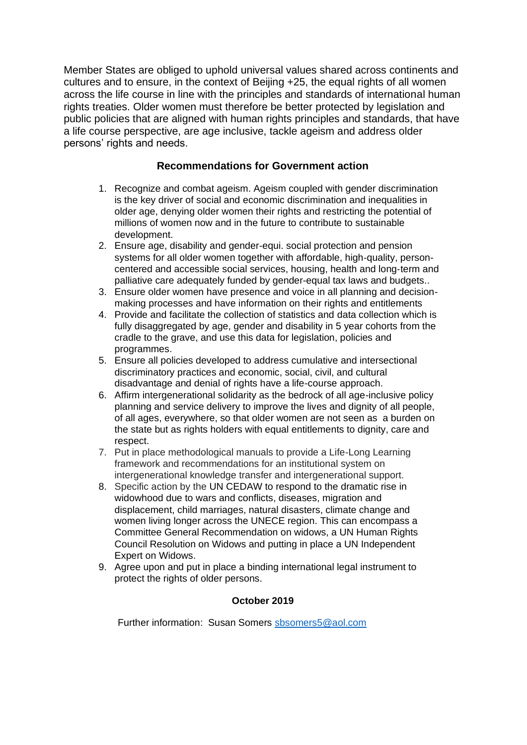Member States are obliged to uphold universal values shared across continents and cultures and to ensure, in the context of Beijing +25, the equal rights of all women across the life course in line with the principles and standards of international human rights treaties. Older women must therefore be better protected by legislation and public policies that are aligned with human rights principles and standards, that have a life course perspective, are age inclusive, tackle ageism and address older persons' rights and needs.

**Recommendations for Government action**

1. Recognize and combat ageism. Ageism coupled with gender discrimination is the key driver of social and economic discrimination and inequalities in older age, denying older women their rights and restricting the potential of millions of women now and in the future to contribute to sustainable development.
2. Ensure age, disability and gender-equi. social protection and pension systems for all older women together with affordable, high-quality, person-centered and accessible social services, housing, health and long-term and palliative care adequately funded by gender-equal tax laws and budgets..
3. Ensure older women have presence and voice in all planning and decision-making processes and have information on their rights and entitlements
4. Provide and facilitate the collection of statistics and data collection which is fully disaggregated by age, gender and disability in 5 year cohorts from the cradle to the grave, and use this data for legislation, policies and programmes.
5. Ensure all policies developed to address cumulative and intersectional discriminatory practices and economic, social, civil, and cultural disadvantage and denial of rights have a life-course approach.
6. Affirm intergenerational solidarity as the bedrock of all age-inclusive policy planning and service delivery to improve the lives and dignity of all people, of all ages, everywhere, so that older women are not seen as a burden on the state but as rights holders with equal entitlements to dignity, care and respect.
7. Put in place methodological manuals to provide a Life-Long Learning framework and recommendations for an institutional system on intergenerational knowledge transfer and intergenerational support.
8. Specific action by the UN CEDAW to respond to the dramatic rise in widowhood due to wars and conflicts, diseases, migration and displacement, child marriages, natural disasters, climate change and women living longer across the UNECE region. This can encompass a Committee General Recommendation on widows, a UN Human Rights Council Resolution on Widows and putting in place a UN Independent Expert on Widows.
9. Agree upon and put in place a binding international legal instrument to protect the rights of older persons.

**October 2019**

Further information: Susan Somers sbsomers5@aol.com